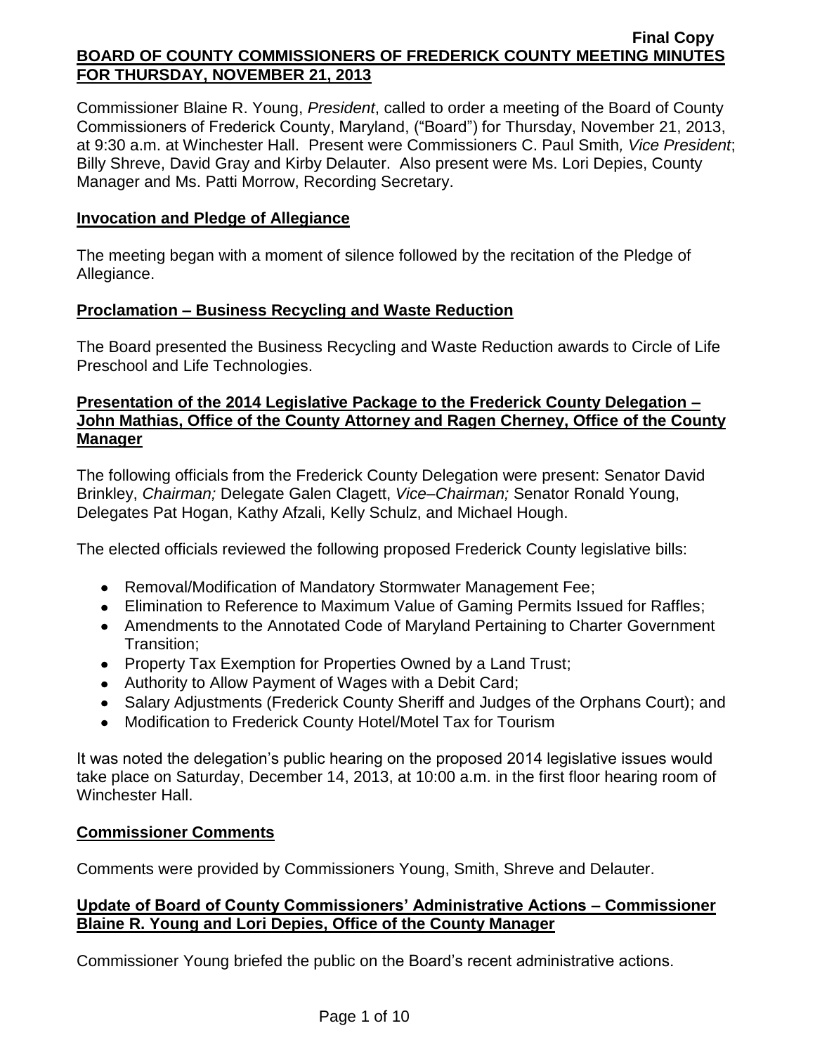Final Copy

# BOARD OF COUNTY COMMISSIONERS OF FREDERICK COUNTY MEETING MINUTES FOR THURSDAY, NOVEMBER 21, 2013

Commissioner Blaine R. Young, *President*, called to order a meeting of the Board of County Commissioners of Frederick County, Maryland, ("Board") for Thursday, November 21, 2013, at 9:30 a.m. at Winchester Hall. Present were Commissioners C. Paul Smith*, Vice President*; Billy Shreve, David Gray and Kirby Delauter. Also present were Ms. Lori Depies, County Manager and Ms. Patti Morrow, Recording Secretary.

## Invocation and Pledge of Allegiance

The meeting began with a moment of silence followed by the recitation of the Pledge of Allegiance.

## Proclamation – Business Recycling and Waste Reduction

The Board presented the Business Recycling and Waste Reduction awards to Circle of Life Preschool and Life Technologies.

## Presentation of the 2014 Legislative Package to the Frederick County Delegation – John Mathias, Office of the County Attorney and Ragen Cherney, Office of the County Manager

The following officials from the Frederick County Delegation were present: Senator David Brinkley, *Chairman;* Delegate Galen Clagett, *Vice–Chairman;* Senator Ronald Young, Delegates Pat Hogan, Kathy Afzali, Kelly Schulz, and Michael Hough.

The elected officials reviewed the following proposed Frederick County legislative bills:

- Removal/Modification of Mandatory Stormwater Management Fee;
- Elimination to Reference to Maximum Value of Gaming Permits Issued for Raffles;
- Amendments to the Annotated Code of Maryland Pertaining to Charter Government Transition;
- Property Tax Exemption for Properties Owned by a Land Trust;
- Authority to Allow Payment of Wages with a Debit Card;
- Salary Adjustments (Frederick County Sheriff and Judges of the Orphans Court); and
- Modification to Frederick County Hotel/Motel Tax for Tourism

It was noted the delegation's public hearing on the proposed 2014 legislative issues would take place on Saturday, December 14, 2013, at 10:00 a.m. in the first floor hearing room of Winchester Hall.

## Commissioner Comments

Comments were provided by Commissioners Young, Smith, Shreve and Delauter.

## Update of Board of County Commissioners' Administrative Actions – Commissioner Blaine R. Young and Lori Depies, Office of the County Manager

Commissioner Young briefed the public on the Board's recent administrative actions.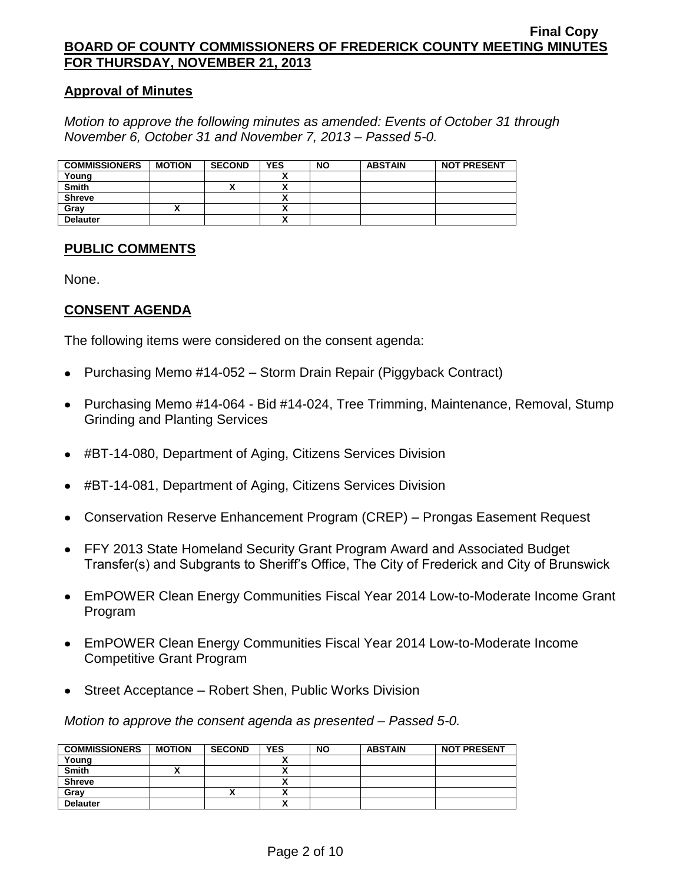**Final Copy**
**BOARD OF COUNTY COMMISSIONERS OF FREDERICK COUNTY MEETING MINUTES FOR THURSDAY, NOVEMBER 21, 2013**

## Approval of Minutes

*Motion to approve the following minutes as amended: Events of October 31 through November 6, October 31 and November 7, 2013 – Passed 5-0.*

| COMMISSIONERS | MOTION | SECOND | YES | NO | ABSTAIN | NOT PRESENT |
|---|---|---|---|---|---|---|
| Young | | | X | | | |
| Smith | | X | X | | | |
| Shreve | | | X | | | |
| Gray | X | | X | | | |
| Delauter | | | X | | | |

## PUBLIC COMMENTS

None.

## CONSENT AGENDA

The following items were considered on the consent agenda:

- Purchasing Memo #14-052 – Storm Drain Repair (Piggyback Contract)
- Purchasing Memo #14-064 - Bid #14-024, Tree Trimming, Maintenance, Removal, Stump Grinding and Planting Services
- #BT-14-080, Department of Aging, Citizens Services Division
- #BT-14-081, Department of Aging, Citizens Services Division
- Conservation Reserve Enhancement Program (CREP) – Prongas Easement Request
- FFY 2013 State Homeland Security Grant Program Award and Associated Budget Transfer(s) and Subgrants to Sheriff's Office, The City of Frederick and City of Brunswick
- EmPOWER Clean Energy Communities Fiscal Year 2014 Low-to-Moderate Income Grant Program
- EmPOWER Clean Energy Communities Fiscal Year 2014 Low-to-Moderate Income Competitive Grant Program
- Street Acceptance – Robert Shen, Public Works Division

*Motion to approve the consent agenda as presented – Passed 5-0.*

| COMMISSIONERS | MOTION | SECOND | YES | NO | ABSTAIN | NOT PRESENT |
|---|---|---|---|---|---|---|
| Young | | | X | | | |
| Smith | X | | X | | | |
| Shreve | | | X | | | |
| Gray | | X | X | | | |
| Delauter | | | X | | | |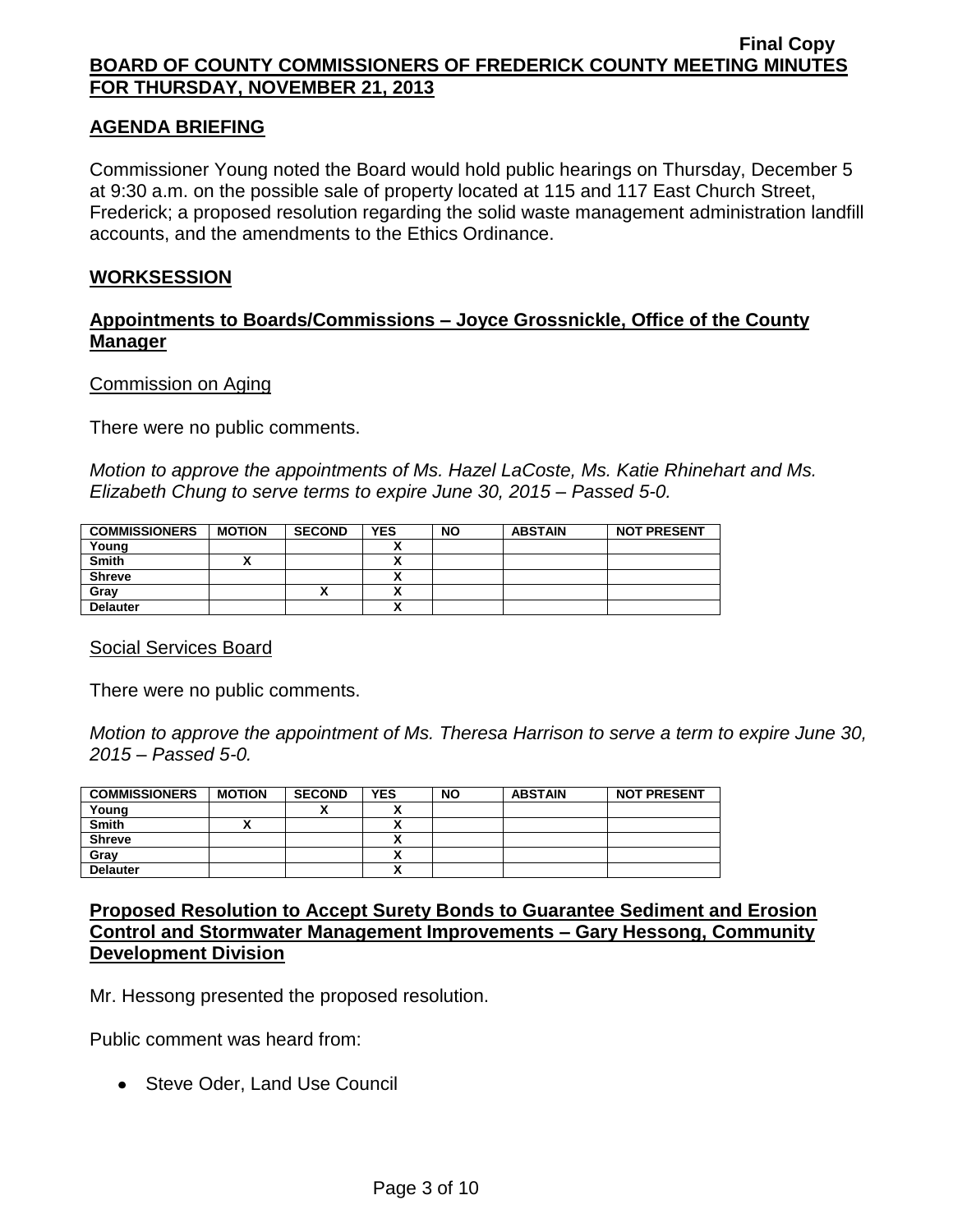## AGENDA BRIEFING

Commissioner Young noted the Board would hold public hearings on Thursday, December 5 at 9:30 a.m. on the possible sale of property located at 115 and 117 East Church Street, Frederick; a proposed resolution regarding the solid waste management administration landfill accounts, and the amendments to the Ethics Ordinance.

## WORKSESSION

## Appointments to Boards/Commissions – Joyce Grossnickle, Office of the County Manager

Commission on Aging

There were no public comments.

*Motion to approve the appointments of Ms. Hazel LaCoste, Ms. Katie Rhinehart and Ms. Elizabeth Chung to serve terms to expire June 30, 2015 – Passed 5-0.*

| COMMISSIONERS | MOTION | SECOND | YES | NO | ABSTAIN | NOT PRESENT |
|---|---|---|---|---|---|---|
| Young | | | X | | | |
| Smith | X | | X | | | |
| Shreve | | | X | | | |
| Gray | | X | X | | | |
| Delauter | | | X | | | |

Social Services Board

There were no public comments.

*Motion to approve the appointment of Ms. Theresa Harrison to serve a term to expire June 30, 2015 – Passed 5-0.*

| COMMISSIONERS | MOTION | SECOND | YES | NO | ABSTAIN | NOT PRESENT |
|---|---|---|---|---|---|---|
| Young | | X | X | | | |
| Smith | X | | X | | | |
| Shreve | | | X | | | |
| Gray | | | X | | | |
| Delauter | | | X | | | |

## Proposed Resolution to Accept Surety Bonds to Guarantee Sediment and Erosion Control and Stormwater Management Improvements – Gary Hessong, Community Development Division

Mr. Hessong presented the proposed resolution.

Public comment was heard from:

- Steve Oder, Land Use Council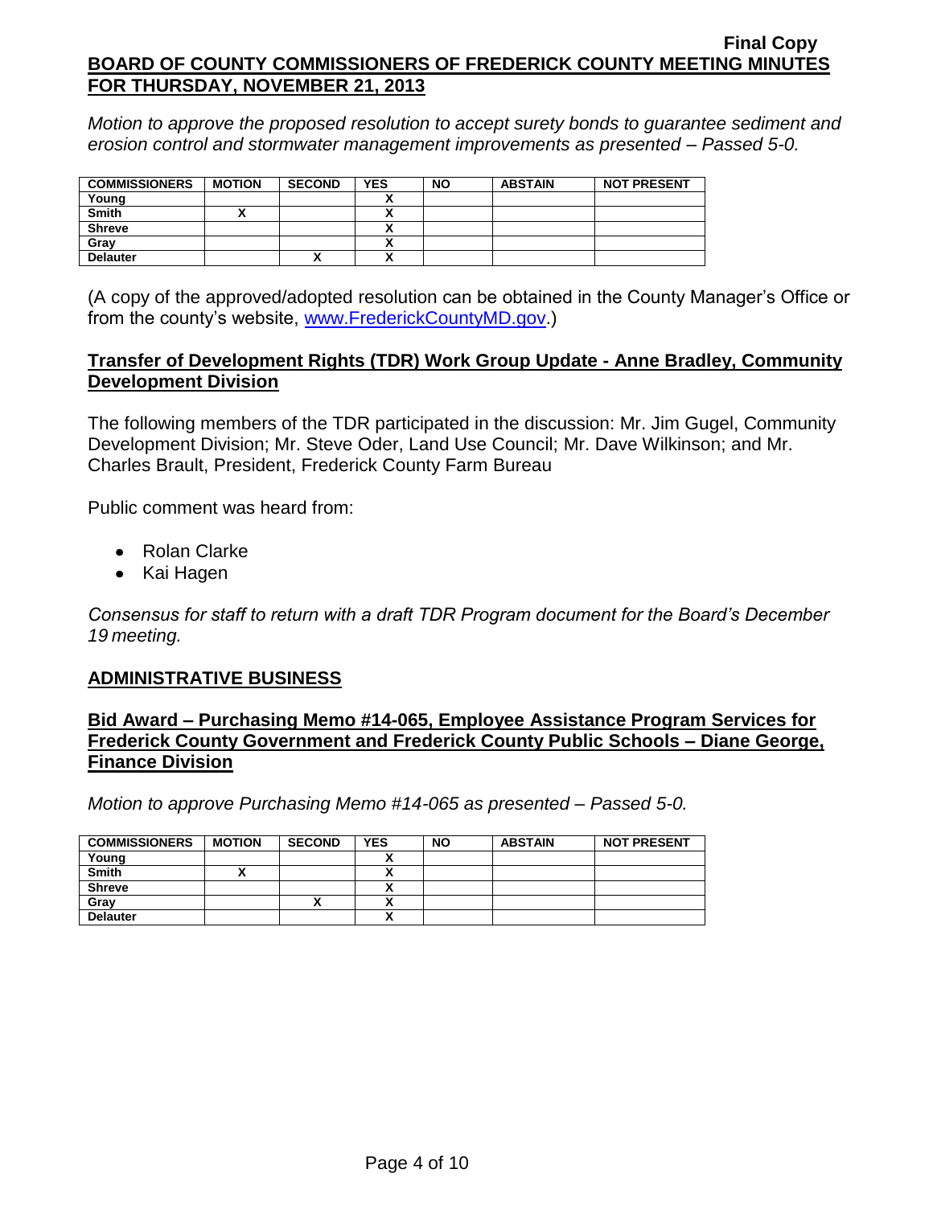*Motion to approve the proposed resolution to accept surety bonds to guarantee sediment and erosion control and stormwater management improvements as presented – Passed 5-0.*

| COMMISSIONERS | MOTION | SECOND | YES | NO | ABSTAIN | NOT PRESENT |
|---|---|---|---|---|---|---|
| Young | | | X | | | |
| Smith | X | | X | | | |
| Shreve | | | X | | | |
| Gray | | | X | | | |
| Delauter | | X | X | | | |

(A copy of the approved/adopted resolution can be obtained in the County Manager's Office or from the county's website, www.FrederickCountyMD.gov.)

## Transfer of Development Rights (TDR) Work Group Update - Anne Bradley, Community Development Division

The following members of the TDR participated in the discussion: Mr. Jim Gugel, Community Development Division; Mr. Steve Oder, Land Use Council; Mr. Dave Wilkinson; and Mr. Charles Brault, President, Frederick County Farm Bureau

Public comment was heard from:

- Rolan Clarke
- Kai Hagen

*Consensus for staff to return with a draft TDR Program document for the Board's December 19 meeting.*

## ADMINISTRATIVE BUSINESS

## Bid Award – Purchasing Memo #14-065, Employee Assistance Program Services for Frederick County Government and Frederick County Public Schools – Diane George, Finance Division

*Motion to approve Purchasing Memo #14-065 as presented – Passed 5-0.*

| COMMISSIONERS | MOTION | SECOND | YES | NO | ABSTAIN | NOT PRESENT |
|---|---|---|---|---|---|---|
| Young | | | X | | | |
| Smith | X | | X | | | |
| Shreve | | | X | | | |
| Gray | | X | X | | | |
| Delauter | | | X | | | |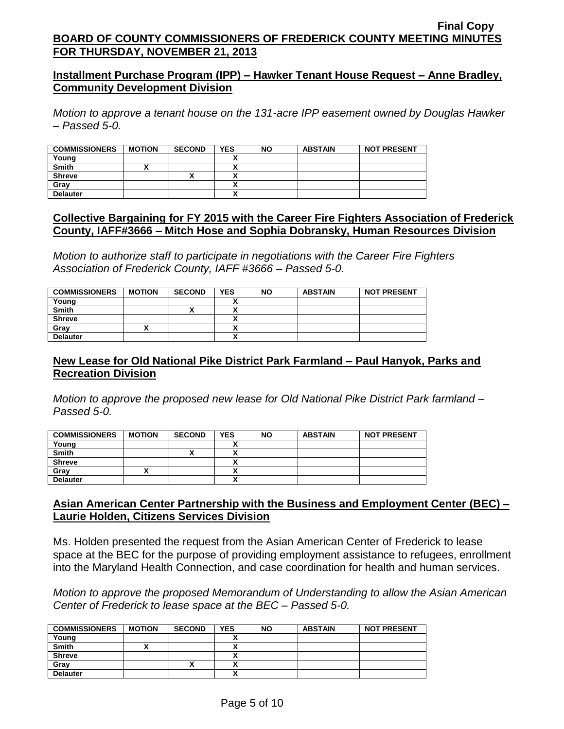**Installment Purchase Program (IPP) – Hawker Tenant House Request – Anne Bradley, Community Development Division**

*Motion to approve a tenant house on the 131-acre IPP easement owned by Douglas Hawker – Passed 5-0.*

| COMMISSIONERS | MOTION | SECOND | YES | NO | ABSTAIN | NOT PRESENT |
|---|---|---|---|---|---|---|
| Young | | | X | | | |
| Smith | X | | X | | | |
| Shreve | | X | X | | | |
| Gray | | | X | | | |
| Delauter | | | X | | | |

**Collective Bargaining for FY 2015 with the Career Fire Fighters Association of Frederick County, IAFF#3666 – Mitch Hose and Sophia Dobransky, Human Resources Division**

*Motion to authorize staff to participate in negotiations with the Career Fire Fighters Association of Frederick County, IAFF #3666 – Passed 5-0.*

| COMMISSIONERS | MOTION | SECOND | YES | NO | ABSTAIN | NOT PRESENT |
|---|---|---|---|---|---|---|
| Young | | | X | | | |
| Smith | | X | X | | | |
| Shreve | | | X | | | |
| Gray | X | | X | | | |
| Delauter | | | X | | | |

**New Lease for Old National Pike District Park Farmland – Paul Hanyok, Parks and Recreation Division**

*Motion to approve the proposed new lease for Old National Pike District Park farmland – Passed 5-0.*

| COMMISSIONERS | MOTION | SECOND | YES | NO | ABSTAIN | NOT PRESENT |
|---|---|---|---|---|---|---|
| Young | | | X | | | |
| Smith | | X | X | | | |
| Shreve | | | X | | | |
| Gray | X | | X | | | |
| Delauter | | | X | | | |

**Asian American Center Partnership with the Business and Employment Center (BEC) – Laurie Holden, Citizens Services Division**

Ms. Holden presented the request from the Asian American Center of Frederick to lease space at the BEC for the purpose of providing employment assistance to refugees, enrollment into the Maryland Health Connection, and case coordination for health and human services.

*Motion to approve the proposed Memorandum of Understanding to allow the Asian American Center of Frederick to lease space at the BEC – Passed 5-0.*

| COMMISSIONERS | MOTION | SECOND | YES | NO | ABSTAIN | NOT PRESENT |
|---|---|---|---|---|---|---|
| Young | | | X | | | |
| Smith | X | | X | | | |
| Shreve | | | X | | | |
| Gray | | X | X | | | |
| Delauter | | | X | | | |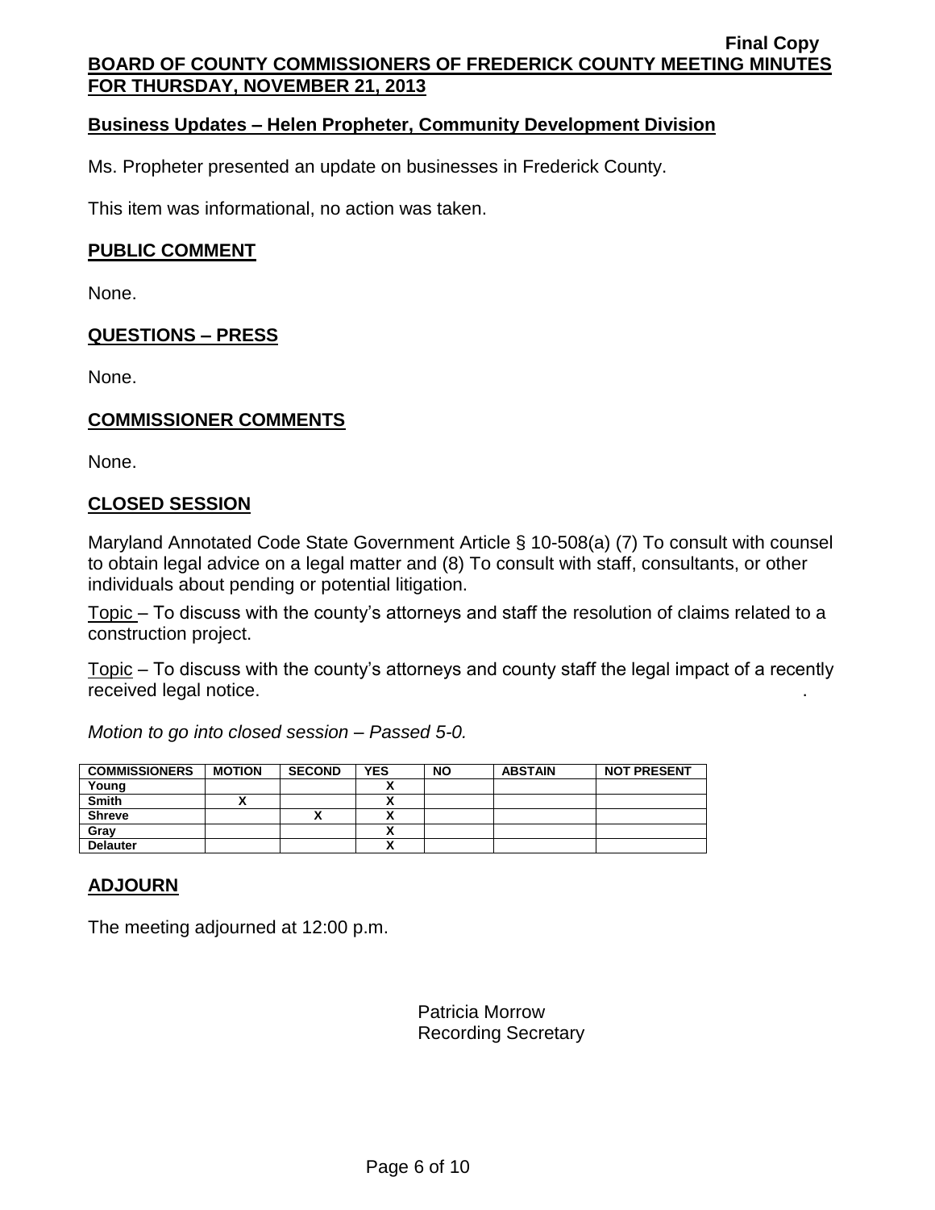Final Copy

**BOARD OF COUNTY COMMISSIONERS OF FREDERICK COUNTY MEETING MINUTES FOR THURSDAY, NOVEMBER 21, 2013**

## Business Updates – Helen Propheter, Community Development Division

Ms. Propheter presented an update on businesses in Frederick County.

This item was informational, no action was taken.

## PUBLIC COMMENT

None.

## QUESTIONS – PRESS

None.

## COMMISSIONER COMMENTS

None.

## CLOSED SESSION

Maryland Annotated Code State Government Article § 10-508(a) (7) To consult with counsel to obtain legal advice on a legal matter and (8) To consult with staff, consultants, or other individuals about pending or potential litigation.

Topic – To discuss with the county's attorneys and staff the resolution of claims related to a construction project.

Topic – To discuss with the county's attorneys and county staff the legal impact of a recently received legal notice.

*Motion to go into closed session – Passed 5-0.*

| COMMISSIONERS | MOTION | SECOND | YES | NO | ABSTAIN | NOT PRESENT |
|---|---|---|---|---|---|---|
| Young | | | X | | | |
| Smith | X | | X | | | |
| Shreve | | X | X | | | |
| Gray | | | X | | | |
| Delauter | | | X | | | |

## ADJOURN

The meeting adjourned at 12:00 p.m.

Patricia Morrow
Recording Secretary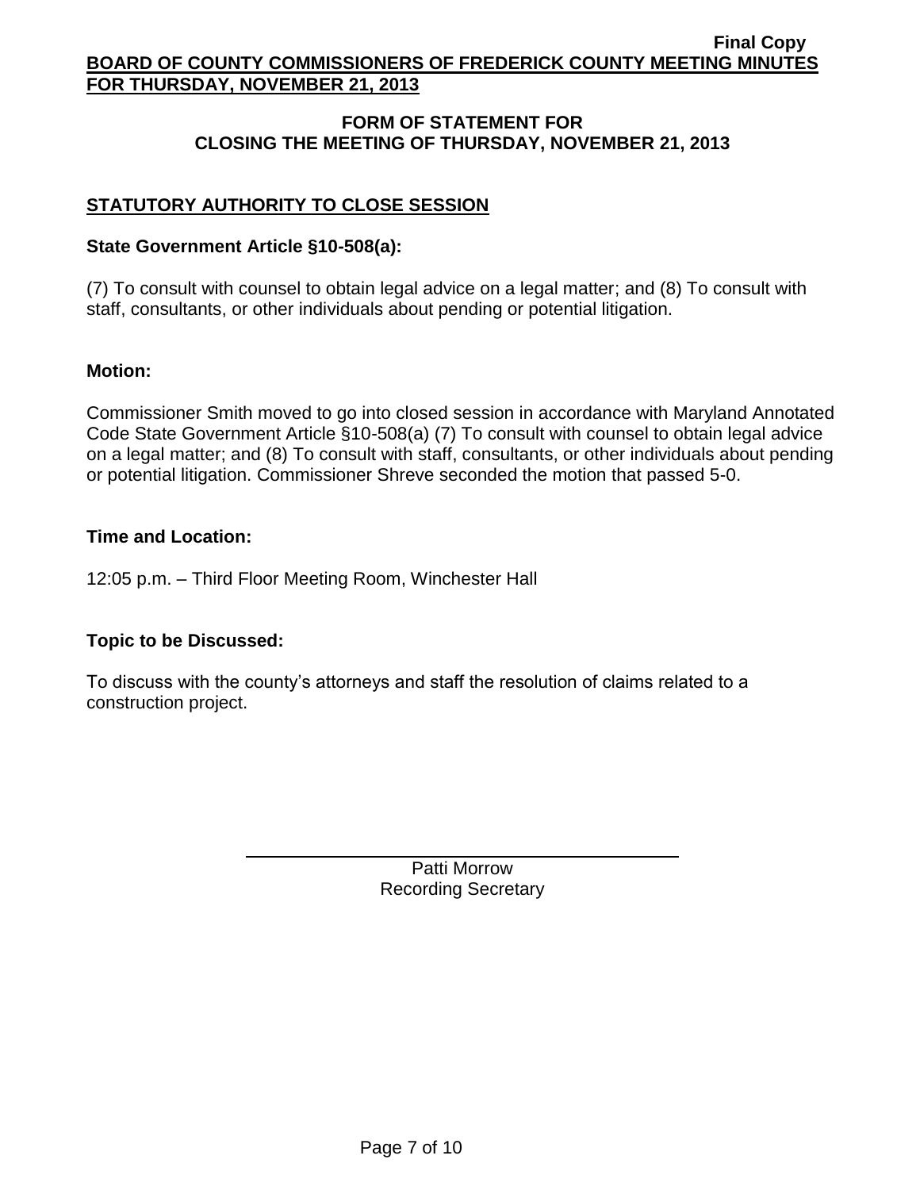## FORM OF STATEMENT FOR CLOSING THE MEETING OF THURSDAY, NOVEMBER 21, 2013

### STATUTORY AUTHORITY TO CLOSE SESSION

**State Government Article §10-508(a):**

(7) To consult with counsel to obtain legal advice on a legal matter; and (8) To consult with staff, consultants, or other individuals about pending or potential litigation.

**Motion:**

Commissioner Smith moved to go into closed session in accordance with Maryland Annotated Code State Government Article §10-508(a) (7) To consult with counsel to obtain legal advice on a legal matter; and (8) To consult with staff, consultants, or other individuals about pending or potential litigation. Commissioner Shreve seconded the motion that passed 5-0.

**Time and Location:**

12:05 p.m. – Third Floor Meeting Room, Winchester Hall

**Topic to be Discussed:**

To discuss with the county's attorneys and staff the resolution of claims related to a construction project.

Patti Morrow
Recording Secretary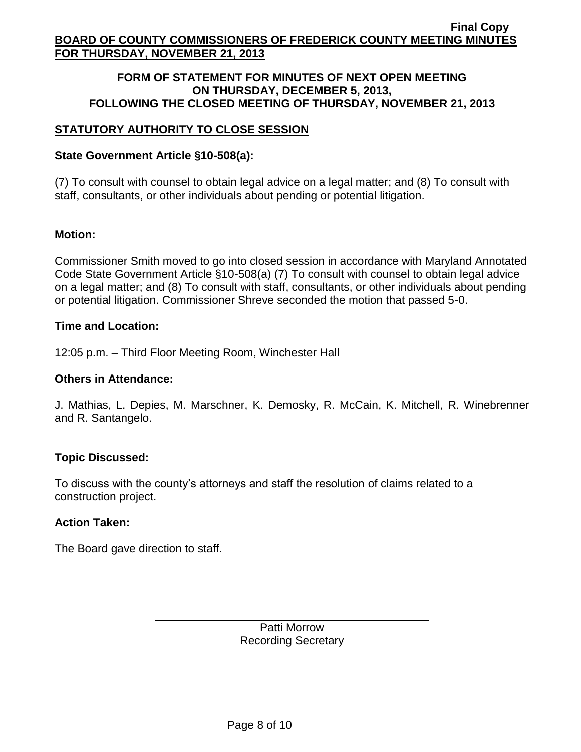## FORM OF STATEMENT FOR MINUTES OF NEXT OPEN MEETING ON THURSDAY, DECEMBER 5, 2013, FOLLOWING THE CLOSED MEETING OF THURSDAY, NOVEMBER 21, 2013

### STATUTORY AUTHORITY TO CLOSE SESSION

**State Government Article §10-508(a):**

(7) To consult with counsel to obtain legal advice on a legal matter; and (8) To consult with staff, consultants, or other individuals about pending or potential litigation.

**Motion:**

Commissioner Smith moved to go into closed session in accordance with Maryland Annotated Code State Government Article §10-508(a) (7) To consult with counsel to obtain legal advice on a legal matter; and (8) To consult with staff, consultants, or other individuals about pending or potential litigation. Commissioner Shreve seconded the motion that passed 5-0.

**Time and Location:**

12:05 p.m. – Third Floor Meeting Room, Winchester Hall

**Others in Attendance:**

J. Mathias, L. Depies, M. Marschner, K. Demosky, R. McCain, K. Mitchell, R. Winebrenner and R. Santangelo.

**Topic Discussed:**

To discuss with the county's attorneys and staff the resolution of claims related to a construction project.

**Action Taken:**

The Board gave direction to staff.

Patti Morrow
Recording Secretary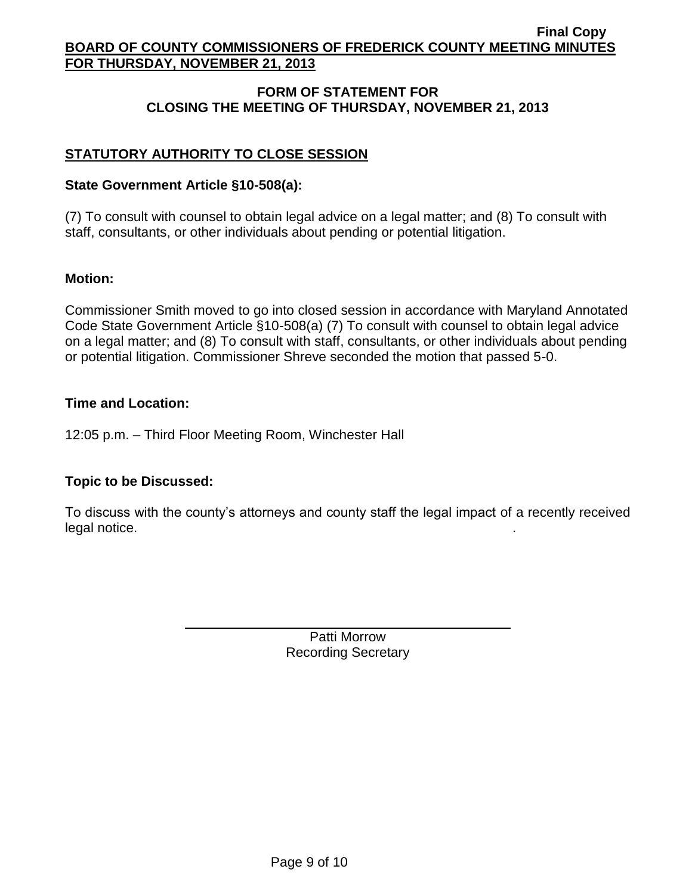## FORM OF STATEMENT FOR CLOSING THE MEETING OF THURSDAY, NOVEMBER 21, 2013

### STATUTORY AUTHORITY TO CLOSE SESSION

**State Government Article §10-508(a):**

(7) To consult with counsel to obtain legal advice on a legal matter; and (8) To consult with staff, consultants, or other individuals about pending or potential litigation.

**Motion:**

Commissioner Smith moved to go into closed session in accordance with Maryland Annotated Code State Government Article §10-508(a) (7) To consult with counsel to obtain legal advice on a legal matter; and (8) To consult with staff, consultants, or other individuals about pending or potential litigation. Commissioner Shreve seconded the motion that passed 5-0.

**Time and Location:**

12:05 p.m. – Third Floor Meeting Room, Winchester Hall

**Topic to be Discussed:**

To discuss with the county's attorneys and county staff the legal impact of a recently received legal notice.

Patti Morrow
Recording Secretary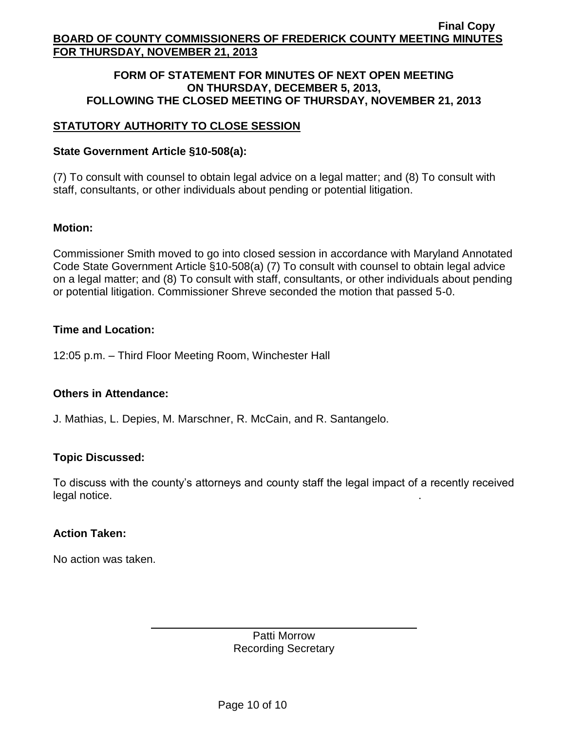**Final Copy**

**BOARD OF COUNTY COMMISSIONERS OF FREDERICK COUNTY MEETING MINUTES FOR THURSDAY, NOVEMBER 21, 2013**

**FORM OF STATEMENT FOR MINUTES OF NEXT OPEN MEETING ON THURSDAY, DECEMBER 5, 2013, FOLLOWING THE CLOSED MEETING OF THURSDAY, NOVEMBER 21, 2013**

**STATUTORY AUTHORITY TO CLOSE SESSION**

**State Government Article §10-508(a):**

(7) To consult with counsel to obtain legal advice on a legal matter; and (8) To consult with staff, consultants, or other individuals about pending or potential litigation.

**Motion:**

Commissioner Smith moved to go into closed session in accordance with Maryland Annotated Code State Government Article §10-508(a) (7) To consult with counsel to obtain legal advice on a legal matter; and (8) To consult with staff, consultants, or other individuals about pending or potential litigation. Commissioner Shreve seconded the motion that passed 5-0.

**Time and Location:**

12:05 p.m. – Third Floor Meeting Room, Winchester Hall

**Others in Attendance:**

J. Mathias, L. Depies, M. Marschner, R. McCain, and R. Santangelo.

**Topic Discussed:**

To discuss with the county's attorneys and county staff the legal impact of a recently received legal notice.

**Action Taken:**

No action was taken.

Patti Morrow
Recording Secretary